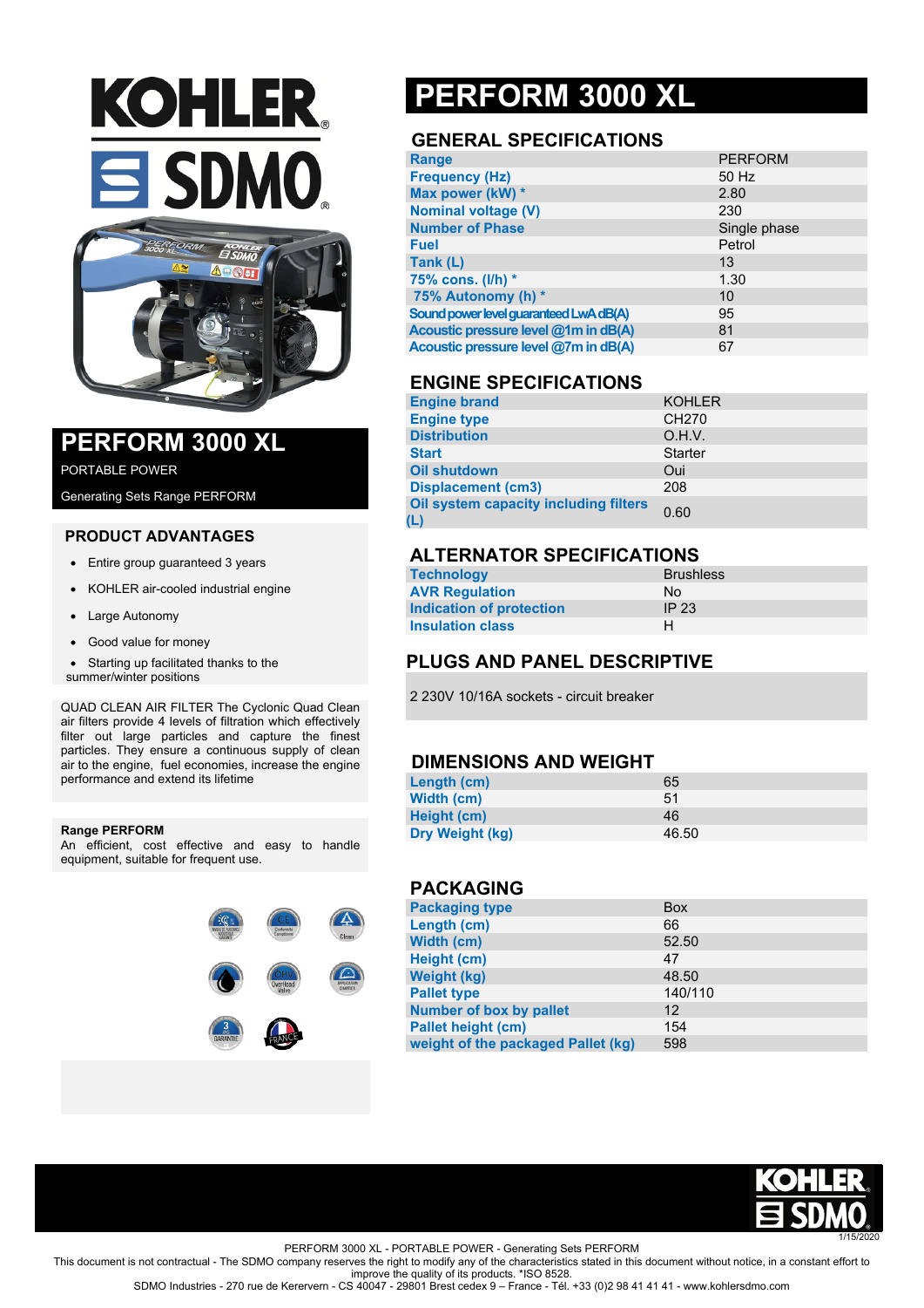# PERFORM 3000 XL

## GENERAL SPECIFICATIONS

| | |
|---|---|
| Range | PERFORM |
| Frequency (Hz) | 50 Hz |
| Max power (kW) * | 2.80 |
| Nominal voltage (V) | 230 |
| Number of Phase | Single phase |
| Fuel | Petrol |
| Tank (L) | 13 |
| 75% cons. (l/h) * | 1.30 |
| 75% Autonomy (h) * | 10 |
| Sound power level guaranteed LwA dB(A) | 95 |
| Acoustic pressure level @1m in dB(A) | 81 |
| Acoustic pressure level @7m in dB(A) | 67 |

## ENGINE SPECIFICATIONS

| | |
|---|---|
| Engine brand | KOHLER |
| Engine type | CH270 |
| Distribution | O.H.V. |
| Start | Starter |
| Oil shutdown | Oui |
| Displacement (cm3) | 208 |
| Oil system capacity including filters (L) | 0.60 |

## ALTERNATOR SPECIFICATIONS

| | |
|---|---|
| Technology | Brushless |
| AVR Regulation | No |
| Indication of protection | IP 23 |
| Insulation class | H |

## PLUGS AND PANEL DESCRIPTIVE

2 230V 10/16A sockets - circuit breaker

## DIMENSIONS AND WEIGHT

| | |
|---|---|
| Length (cm) | 65 |
| Width (cm) | 51 |
| Height (cm) | 46 |
| Dry Weight (kg) | 46.50 |

## PACKAGING

| | |
|---|---|
| Packaging type | Box |
| Length (cm) | 66 |
| Width (cm) | 52.50 |
| Height (cm) | 47 |
| Weight (kg) | 48.50 |
| Pallet type | 140/110 |
| Number of box by pallet | 12 |
| Pallet height (cm) | 154 |
| weight of the packaged Pallet (kg) | 598 |

## PERFORM 3000 XL

PORTABLE POWER

Generating Sets Range PERFORM

### PRODUCT ADVANTAGES

- Entire group guaranteed 3 years
- KOHLER air-cooled industrial engine
- Large Autonomy
- Good value for money
- Starting up facilitated thanks to the summer/winter positions

QUAD CLEAN AIR FILTER The Cyclonic Quad Clean air filters provide 4 levels of filtration which effectively filter out large particles and capture the finest particles. They ensure a continuous supply of clean air to the engine, fuel economies, increase the engine performance and extend its lifetime

**Range PERFORM**
An efficient, cost effective and easy to handle equipment, suitable for frequent use.

1/15/2020

PERFORM 3000 XL - PORTABLE POWER - Generating Sets PERFORM

This document is not contractual - The SDMO company reserves the right to modify any of the characteristics stated in this document without notice, in a constant effort to improve the quality of its products. *ISO 8528.

SDMO Industries - 270 rue de Kerervern - CS 40047 - 29801 Brest cedex 9 – France - Tél. +33 (0)2 98 41 41 41 - www.kohlersdmo.com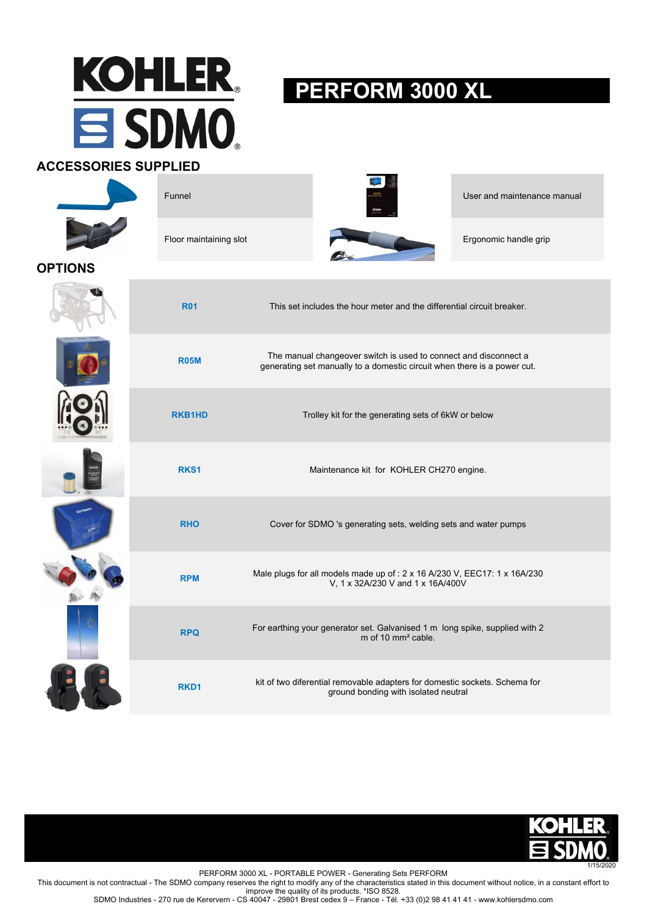# PERFORM 3000 XL

## ACCESSORIES SUPPLIED

| | |
|---|---|
| Funnel | User and maintenance manual |
| Floor maintaining slot | Ergonomic handle grip |

## OPTIONS

| | |
|---|---|
| **R01** | This set includes the hour meter and the differential circuit breaker. |
| **R05M** | The manual changeover switch is used to connect and disconnect a generating set manually to a domestic circuit when there is a power cut. |
| **RKB1HD** | Trolley kit for the generating sets of 6kW or below |
| **RKS1** | Maintenance kit for KOHLER CH270 engine. |
| **RHO** | Cover for SDMO 's generating sets, welding sets and water pumps |
| **RPM** | Male plugs for all models made up of : 2 x 16 A/230 V, EEC17: 1 x 16A/230 V, 1 x 32A/230 V and 1 x 16A/400V |
| **RPQ** | For earthing your generator set. Galvanised 1 m long spike, supplied with 2 m of 10 mm² cable. |
| **RKD1** | kit of two diferential removable adapters for domestic sockets. Schema for ground bonding with isolated neutral |

1/15/2020

PERFORM 3000 XL - PORTABLE POWER - Generating Sets PERFORM

This document is not contractual - The SDMO company reserves the right to modify any of the characteristics stated in this document without notice, in a constant effort to improve the quality of its products. *ISO 8528.

SDMO Industries - 270 rue de Kerervern - CS 40047 - 29801 Brest cedex 9 – France - Tél. +33 (0)2 98 41 41 41 - www.kohlersdmo.com